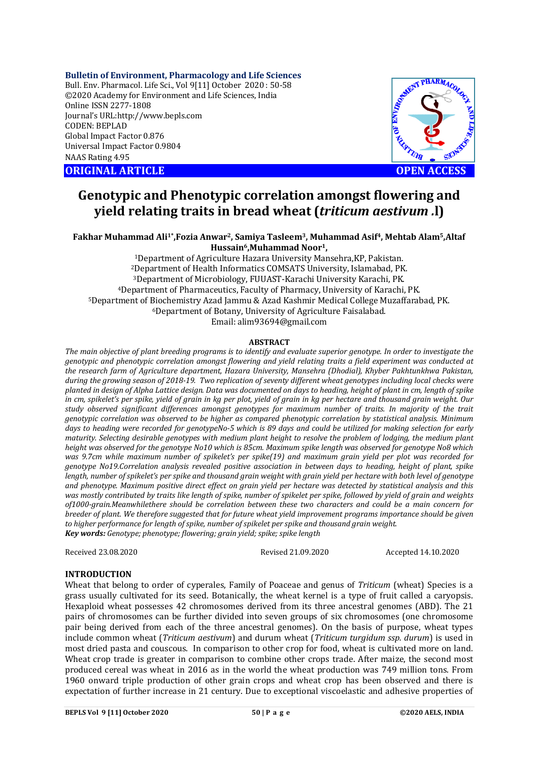**Bulletin of Environment, Pharmacology and Life Sciences**
Bull. Env. Pharmacol. Life Sci., Vol 9[11] October 2020 : 50-58
©2020 Academy for Environment and Life Sciences, India
Online ISSN 2277-1808
Journal's URL:http://www.bepls.com
CODEN: BEPLAD
Global Impact Factor 0.876
Universal Impact Factor 0.9804
NAAS Rating 4.95

**ORIGINAL ARTICLE** **OPEN ACCESS**

# Genotypic and Phenotypic correlation amongst flowering and yield relating traits in bread wheat (*triticum aestivum* .l)

**Fakhar Muhammad Ali[1*], Fozia Anwar[2], Samiya Tasleem[3], Muhammad Asif[4], Mehtab Alam[5], Altaf Hussain[6], Muhammad Noor[1],**

[1]Department of Agriculture Hazara University Mansehra,KP, Pakistan.
[2]Department of Health Informatics COMSATS University, Islamabad, PK.
[3]Department of Microbiology, FUUAST-Karachi University Karachi, PK.
[4]Department of Pharmaceutics, Faculty of Pharmacy, University of Karachi, PK.
[5]Department of Biochemistry Azad Jammu & Azad Kashmir Medical College Muzaffarabad, PK.
[6]Department of Botany, University of Agriculture Faisalabad.
Email: alim93694@gmail.com

## ABSTRACT

*The main objective of plant breeding programs is to identify and evaluate superior genotype. In order to investigate the genotypic and phenotypic correlation amongst flowering and yield relating traits a field experiment was conducted at the research farm of Agriculture department, Hazara University, Mansehra (Dhodial), Khyber Pakhtunkhwa Pakistan, during the growing season of 2018-19. Two replication of seventy different wheat genotypes including local checks were planted in design of Alpha Lattice design. Data was documented on days to heading, height of plant in cm, length of spike in cm, spikelet's per spike, yield of grain in kg per plot, yield of grain in kg per hectare and thousand grain weight. Our study observed significant differences amongst genotypes for maximum number of traits. In majority of the trait genotypic correlation was observed to be higher as compared phenotypic correlation by statistical analysis. Minimum days to heading were recorded for genotypeNo-5 which is 89 days and could be utilized for making selection for early maturity. Selecting desirable genotypes with medium plant height to resolve the problem of lodging, the medium plant height was observed for the genotype No10 which is 85cm. Maximum spike length was observed for genotype No8 which was 9.7cm while maximum number of spikelet's per spike(19) and maximum grain yield per plot was recorded for genotype No19.Correlation analysis revealed positive association in between days to heading, height of plant, spike length, number of spikelet's per spike and thousand grain weight with grain yield per hectare with both level of genotype and phenotype. Maximum positive direct effect on grain yield per hectare was detected by statistical analysis and this was mostly contributed by traits like length of spike, number of spikelet per spike, followed by yield of grain and weights of1000-grain.Meanwhilethere should be correlation between these two characters and could be a main concern for breeder of plant. We therefore suggested that for future wheat yield improvement programs importance should be given to higher performance for length of spike, number of spikelet per spike and thousand grain weight.*

***Key words:*** *Genotype; phenotype; flowering; grain yield; spike; spike length*

Received 23.08.2020 Revised 21.09.2020 Accepted 14.10.2020

## INTRODUCTION

Wheat that belong to order of cyperales, Family of Poaceae and genus of *Triticum* (wheat) Species is a grass usually cultivated for its seed. Botanically, the wheat kernel is a type of fruit called a caryopsis. Hexaploid wheat possesses 42 chromosomes derived from its three ancestral genomes (ABD). The 21 pairs of chromosomes can be further divided into seven groups of six chromosomes (one chromosome pair being derived from each of the three ancestral genomes). On the basis of purpose, wheat types include common wheat (*Triticum aestivum*) and durum wheat (*Triticum turgidum ssp. durum*) is used in most dried pasta and couscous. In comparison to other crop for food, wheat is cultivated more on land. Wheat crop trade is greater in comparison to combine other crops trade. After maize, the second most produced cereal was wheat in 2016 as in the world the wheat production was 749 million tons. From 1960 onward triple production of other grain crops and wheat crop has been observed and there is expectation of further increase in 21 century. Due to exceptional viscoelastic and adhesive properties of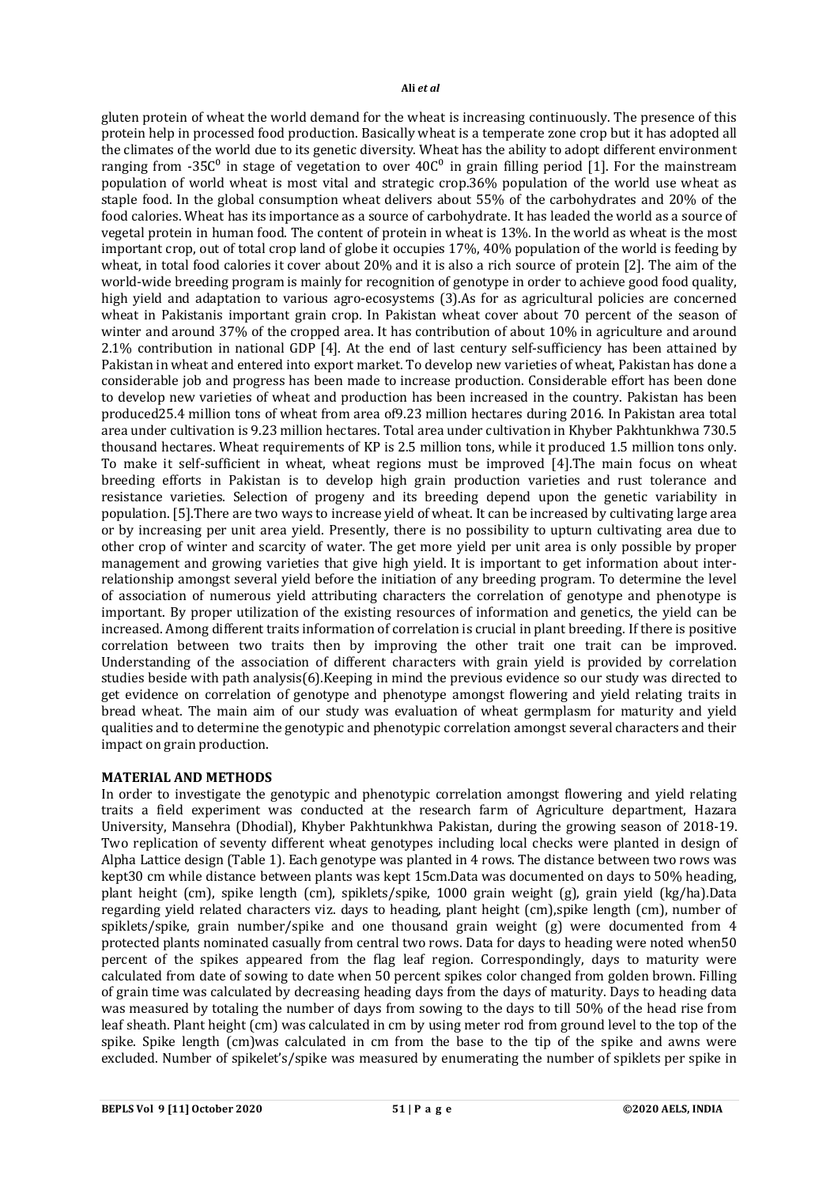gluten protein of wheat the world demand for the wheat is increasing continuously. The presence of this protein help in processed food production. Basically wheat is a temperate zone crop but it has adopted all the climates of the world due to its genetic diversity. Wheat has the ability to adopt different environment ranging from -35C$^0$ in stage of vegetation to over 40C$^0$ in grain filling period [1]. For the mainstream population of world wheat is most vital and strategic crop.36% population of the world use wheat as staple food. In the global consumption wheat delivers about 55% of the carbohydrates and 20% of the food calories. Wheat has its importance as a source of carbohydrate. It has leaded the world as a source of vegetal protein in human food. The content of protein in wheat is 13%. In the world as wheat is the most important crop, out of total crop land of globe it occupies 17%, 40% population of the world is feeding by wheat, in total food calories it cover about 20% and it is also a rich source of protein [2]. The aim of the world-wide breeding program is mainly for recognition of genotype in order to achieve good food quality, high yield and adaptation to various agro-ecosystems (3).As for as agricultural policies are concerned wheat in Pakistanis important grain crop. In Pakistan wheat cover about 70 percent of the season of winter and around 37% of the cropped area. It has contribution of about 10% in agriculture and around 2.1% contribution in national GDP [4]. At the end of last century self-sufficiency has been attained by Pakistan in wheat and entered into export market. To develop new varieties of wheat, Pakistan has done a considerable job and progress has been made to increase production. Considerable effort has been done to develop new varieties of wheat and production has been increased in the country. Pakistan has been produced25.4 million tons of wheat from area of9.23 million hectares during 2016. In Pakistan area total area under cultivation is 9.23 million hectares. Total area under cultivation in Khyber Pakhtunkhwa 730.5 thousand hectares. Wheat requirements of KP is 2.5 million tons, while it produced 1.5 million tons only. To make it self-sufficient in wheat, wheat regions must be improved [4].The main focus on wheat breeding efforts in Pakistan is to develop high grain production varieties and rust tolerance and resistance varieties. Selection of progeny and its breeding depend upon the genetic variability in population. [5].There are two ways to increase yield of wheat. It can be increased by cultivating large area or by increasing per unit area yield. Presently, there is no possibility to upturn cultivating area due to other crop of winter and scarcity of water. The get more yield per unit area is only possible by proper management and growing varieties that give high yield. It is important to get information about inter-relationship amongst several yield before the initiation of any breeding program. To determine the level of association of numerous yield attributing characters the correlation of genotype and phenotype is important. By proper utilization of the existing resources of information and genetics, the yield can be increased. Among different traits information of correlation is crucial in plant breeding. If there is positive correlation between two traits then by improving the other trait one trait can be improved. Understanding of the association of different characters with grain yield is provided by correlation studies beside with path analysis(6).Keeping in mind the previous evidence so our study was directed to get evidence on correlation of genotype and phenotype amongst flowering and yield relating traits in bread wheat. The main aim of our study was evaluation of wheat germplasm for maturity and yield qualities and to determine the genotypic and phenotypic correlation amongst several characters and their impact on grain production.

## MATERIAL AND METHODS

In order to investigate the genotypic and phenotypic correlation amongst flowering and yield relating traits a field experiment was conducted at the research farm of Agriculture department, Hazara University, Mansehra (Dhodial), Khyber Pakhtunkhwa Pakistan, during the growing season of 2018-19. Two replication of seventy different wheat genotypes including local checks were planted in design of Alpha Lattice design (Table 1). Each genotype was planted in 4 rows. The distance between two rows was kept30 cm while distance between plants was kept 15cm.Data was documented on days to 50% heading, plant height (cm), spike length (cm), spiklets/spike, 1000 grain weight (g), grain yield (kg/ha).Data regarding yield related characters viz. days to heading, plant height (cm),spike length (cm), number of spiklets/spike, grain number/spike and one thousand grain weight (g) were documented from 4 protected plants nominated casually from central two rows. Data for days to heading were noted when50 percent of the spikes appeared from the flag leaf region. Correspondingly, days to maturity were calculated from date of sowing to date when 50 percent spikes color changed from golden brown. Filling of grain time was calculated by decreasing heading days from the days of maturity. Days to heading data was measured by totaling the number of days from sowing to the days to till 50% of the head rise from leaf sheath. Plant height (cm) was calculated in cm by using meter rod from ground level to the top of the spike. Spike length (cm)was calculated in cm from the base to the tip of the spike and awns were excluded. Number of spikelet's/spike was measured by enumerating the number of spiklets per spike in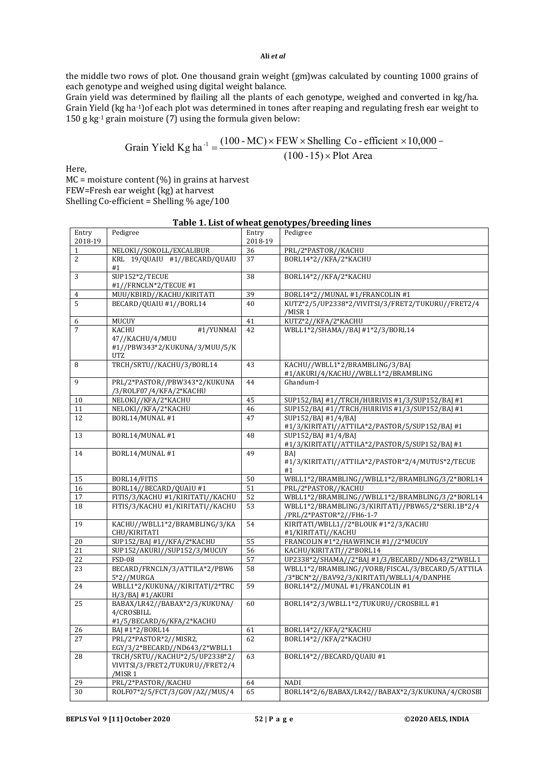the middle two rows of plot. One thousand grain weight (gm)was calculated by counting 1000 grains of each genotype and weighed using digital weight balance.

Grain yield was determined by flailing all the plants of each genotype, weighed and converted in kg/ha. Grain Yield (kg ha$^{-1}$)of each plot was determined in tones after reaping and regulating fresh ear weight to 150 g kg$^{-1}$ grain moisture (7) using the formula given below:

$$\text{Grain Yield Kg ha}^{-1} = \frac{(100 - \text{MC}) \times \text{FEW} \times \text{Shelling Co-efficient} \times 10{,}000 -}{(100 - 15) \times \text{Plot Area}}$$

Here,

MC = moisture content (%) in grains at harvest

FEW=Fresh ear weight (kg) at harvest

Shelling Co-efficient = Shelling % age/100

**Table 1. List of wheat genotypes/breeding lines**

| Entry 2018-19 | Pedigree | Entry 2018-19 | Pedigree |
|---|---|---|---|
| 1 | NELOKI//SOKOLL/EXCALIBUR | 36 | PRL/2*PASTOR//KACHU |
| 2 | KRL 19/QUAIU #1//BECARD/QUAIU #1 | 37 | BORL14*2//KFA/2*KACHU |
| 3 | SUP152*2/TECUE #1//FRNCLN*2/TECUE #1 | 38 | BORL14*2//KFA/2*KACHU |
| 4 | MUU/KBIRD//KACHU/KIRITATI | 39 | BORL14*2//MUNAL #1/FRANCOLIN #1 |
| 5 | BECARD/QUAIU #1//BORL14 | 40 | KUTZ*2/5/UP2338*2/VIVITSI/3/FRET2/TUKURU//FRET2/4 /MISR 1 |
| 6 | MUCUY | 41 | KUTZ*2//KFA/2*KACHU |
| 7 | KACHU #1/YUNMAI 47//KACHU/4/MUU #1//PBW343*2/KUKUNA/3/MUU/5/KUTZ | 42 | WBLL1*2/SHAMA//BAJ #1*2/3/BORL14 |
| 8 | TRCH/SRTU//KACHU/3/BORL14 | 43 | KACHU//WBLL1*2/BRAMBLING/3/BAJ #1/AKURI/4/KACHU//WBLL1*2/BRAMBLING |
| 9 | PRL/2*PASTOR//PBW343*2/KUKUNA /3/ROLF07/4/KFA/2*KACHU | 44 | Ghandum-I |
| 10 | NELOKI//KFA/2*KACHU | 45 | SUP152/BAJ #1//TRCH/HUIRIVIS #1/3/SUP152/BAJ #1 |
| 11 | NELOKI//KFA/2*KACHU | 46 | SUP152/BAJ #1//TRCH/HUIRIVIS #1/3/SUP152/BAJ #1 |
| 12 | BORL14/MUNAL #1 | 47 | SUP152/BAJ #1/4/BAJ #1/3/KIRITATI//ATTILA*2/PASTOR/5/SUP152/BAJ #1 |
| 13 | BORL14/MUNAL #1 | 48 | SUP152/BAJ #1/4/BAJ #1/3/KIRITATI//ATTILA*2/PASTOR/5/SUP152/BAJ #1 |
| 14 | BORL14/MUNAL #1 | 49 | BAJ #1/3/KIRITATI//ATTILA*2/PASTOR*2/4/MUTUS*2/TECUE #1 |
| 15 | BORL14/FITIS | 50 | WBLL1*2/BRAMBLING//WBLL1*2/BRAMBLING/3/2*BORL14 |
| 16 | BORL14//BECARD/QUAIU #1 | 51 | PRL/2*PASTOR//KACHU |
| 17 | FITIS/3/KACHU #1/KIRITATI//KACHU | 52 | WBLL1*2/BRAMBLING//WBLL1*2/BRAMBLING/3/2*BORL14 |
| 18 | FITIS/3/KACHU #1/KIRITATI//KACHU | 53 | WBLL1*2/BRAMBLING/3/KIRITATI//PBW65/2*SERI.1B*2/4 /PRL/2*PASTOR*2//FH6-1-7 |
| 19 | KACHU//WBLL1*2/BRAMBLING/3/KACHU/KIRITATI | 54 | KIRITATI/WBLL1//2*BLOUK #1*2/3/KACHU #1/KIRITATI//KACHU |
| 20 | SUP152/BAJ #1//KFA/2*KACHU | 55 | FRANCOLIN #1*2/HAWFINCH #1//2*MUCUY |
| 21 | SUP152/AKURI//SUP152/3/MUCUY | 56 | KACHU/KIRITATI//2*BORL14 |
| 22 | FSD-08 | 57 | UP2338*2/SHAMA//2*BAJ #1/3/BECARD//ND643/2*WBLL1 |
| 23 | BECARD/FRNCLN/3/ATTILA*2/PBW65*2//MURGA | 58 | WBLL1*2/BRAMBLING//VORB/FISCAL/3/BECARD/5/ATTILA /3*BCN*2//BAV92/3/KIRITATI/WBLL1/4/DANPHE |
| 24 | WBLL1*2/KUKUNA//KIRITATI/2*TRCH/3/BAJ #1/AKURI | 59 | BORL14*2//MUNAL #1/FRANCOLIN #1 |
| 25 | BABAX/LR42//BABAX*2/3/KUKUNA/4/CROSBILL #1/5/BECARD/6/KFA/2*KACHU | 60 | BORL14*2/3/WBLL1*2/TUKURU//CROSBILL #1 |
| 26 | BAJ #1*2/BORL14 | 61 | BORL14*2//KFA/2*KACHU |
| 27 | PRL/2*PASTOR*2//MISR2, EGY/3/2*BECARD//ND643/2*WBLL1 | 62 | BORL14*2//KFA/2*KACHU |
| 28 | TRCH/SRTU//KACHU*2/5/UP2338*2/VIVITSI/3/FRET2/TUKURU//FRET2/4 /MISR 1 | 63 | BORL14*2//BECARD/QUAIU #1 |
| 29 | PRL/2*PASTOR//KACHU | 64 | NADI |
| 30 | ROLF07*2/5/FCT/3/GOV/AZ//MUS/4 | 65 | BORL14*2/6/BABAX/LR42//BABAX*2/3/KUKUNA/4/CROSBI |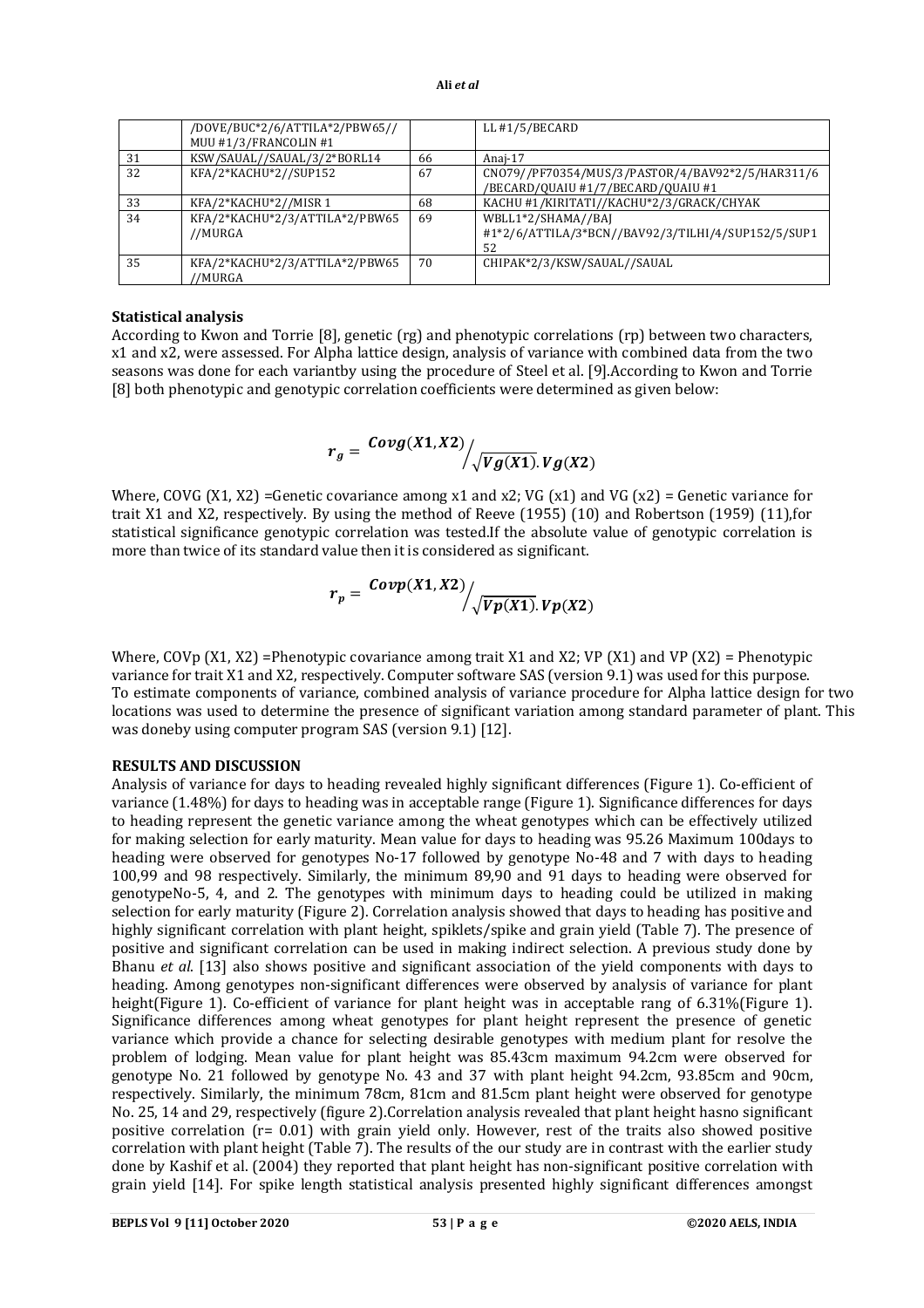|  |  |  |  |
|---|---|---|---|
|  | /DOVE/BUC*2/6/ATTILA*2/PBW65//MUU #1/3/FRANCOLIN #1 |  | LL #1/5/BECARD |
| 31 | KSW/SAUAL//SAUAL/3/2*BORL14 | 66 | Anaj-17 |
| 32 | KFA/2*KACHU*2//SUP152 | 67 | CNO79//PF70354/MUS/3/PASTOR/4/BAV92*2/5/HAR311/6/BECARD/QUAIU #1/7/BECARD/QUAIU #1 |
| 33 | KFA/2*KACHU*2//MISR 1 | 68 | KACHU #1/KIRITATI//KACHU*2/3/GRACK/CHYAK |
| 34 | KFA/2*KACHU*2/3/ATTILA*2/PBW65//MURGA | 69 | WBLL1*2/SHAMA//BAJ #1*2/6/ATTILA/3*BCN//BAV92/3/TILHI/4/SUP152/5/SUP152 |
| 35 | KFA/2*KACHU*2/3/ATTILA*2/PBW65//MURGA | 70 | CHIPAK*2/3/KSW/SAUAL//SAUAL |

**Statistical analysis**

According to Kwon and Torrie [8], genetic (rg) and phenotypic correlations (rp) between two characters, x1 and x2, were assessed. For Alpha lattice design, analysis of variance with combined data from the two seasons was done for each variantby using the procedure of Steel et al. [9].According to Kwon and Torrie [8] both phenotypic and genotypic correlation coefficients were determined as given below:

$$r_g = Covg(X1, X2) \Big/ \sqrt{Vg(X1) . Vg(X2)}$$

Where, COVG (X1, X2) =Genetic covariance among x1 and x2; VG (x1) and VG (x2) = Genetic variance for trait X1 and X2, respectively. By using the method of Reeve (1955) (10) and Robertson (1959) (11),for statistical significance genotypic correlation was tested.If the absolute value of genotypic correlation is more than twice of its standard value then it is considered as significant.

$$r_p = Covp(X1, X2) \Big/ \sqrt{Vp(X1) . Vp(X2)}$$

Where, COVp (X1, X2) =Phenotypic covariance among trait X1 and X2; VP (X1) and VP (X2) = Phenotypic variance for trait X1 and X2, respectively. Computer software SAS (version 9.1) was used for this purpose. To estimate components of variance, combined analysis of variance procedure for Alpha lattice design for two locations was used to determine the presence of significant variation among standard parameter of plant. This was doneby using computer program SAS (version 9.1) [12].

**RESULTS AND DISCUSSION**

Analysis of variance for days to heading revealed highly significant differences (Figure 1). Co-efficient of variance (1.48%) for days to heading was in acceptable range (Figure 1). Significance differences for days to heading represent the genetic variance among the wheat genotypes which can be effectively utilized for making selection for early maturity. Mean value for days to heading was 95.26 Maximum 100days to heading were observed for genotypes No-17 followed by genotype No-48 and 7 with days to heading 100,99 and 98 respectively. Similarly, the minimum 89,90 and 91 days to heading were observed for genotypeNo-5, 4, and 2. The genotypes with minimum days to heading could be utilized in making selection for early maturity (Figure 2). Correlation analysis showed that days to heading has positive and highly significant correlation with plant height, spiklets/spike and grain yield (Table 7). The presence of positive and significant correlation can be used in making indirect selection. A previous study done by Bhanu *et al*. [13] also shows positive and significant association of the yield components with days to heading. Among genotypes non-significant differences were observed by analysis of variance for plant height(Figure 1). Co-efficient of variance for plant height was in acceptable rang of 6.31%(Figure 1). Significance differences among wheat genotypes for plant height represent the presence of genetic variance which provide a chance for selecting desirable genotypes with medium plant for resolve the problem of lodging. Mean value for plant height was 85.43cm maximum 94.2cm were observed for genotype No. 21 followed by genotype No. 43 and 37 with plant height 94.2cm, 93.85cm and 90cm, respectively. Similarly, the minimum 78cm, 81cm and 81.5cm plant height were observed for genotype No. 25, 14 and 29, respectively (figure 2).Correlation analysis revealed that plant height hasno significant positive correlation (r= 0.01) with grain yield only. However, rest of the traits also showed positive correlation with plant height (Table 7). The results of the our study are in contrast with the earlier study done by Kashif et al. (2004) they reported that plant height has non-significant positive correlation with grain yield [14]. For spike length statistical analysis presented highly significant differences amongst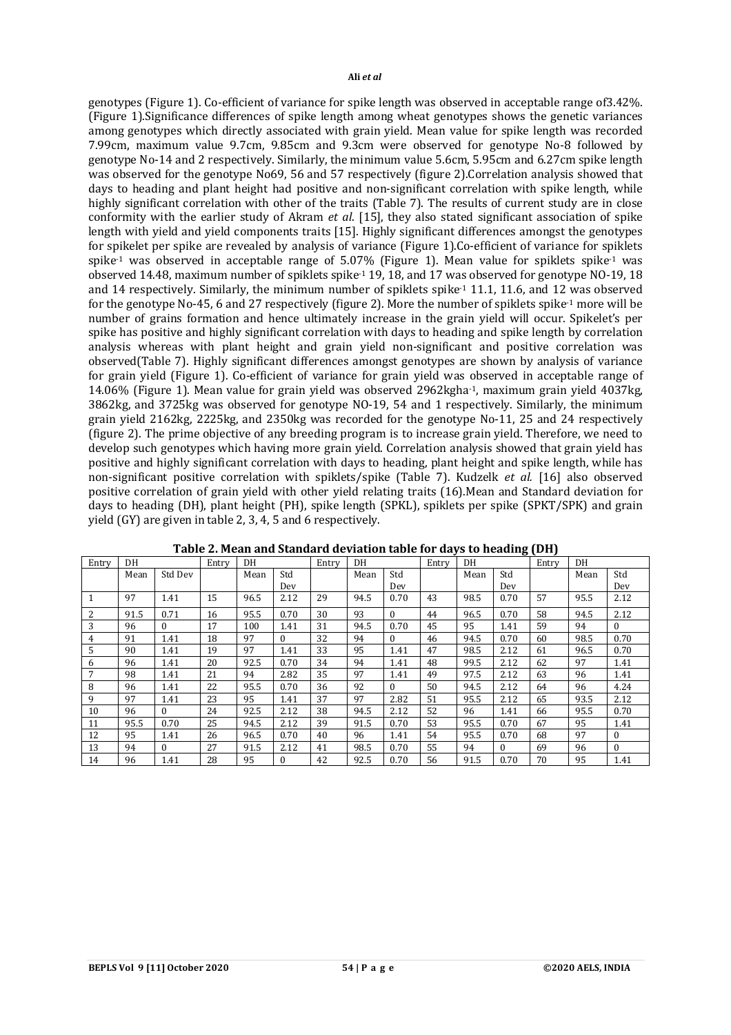genotypes (Figure 1). Co-efficient of variance for spike length was observed in acceptable range of3.42%. (Figure 1).Significance differences of spike length among wheat genotypes shows the genetic variances among genotypes which directly associated with grain yield. Mean value for spike length was recorded 7.99cm, maximum value 9.7cm, 9.85cm and 9.3cm were observed for genotype No-8 followed by genotype No-14 and 2 respectively. Similarly, the minimum value 5.6cm, 5.95cm and 6.27cm spike length was observed for the genotype No69, 56 and 57 respectively (figure 2).Correlation analysis showed that days to heading and plant height had positive and non-significant correlation with spike length, while highly significant correlation with other of the traits (Table 7). The results of current study are in close conformity with the earlier study of Akram *et al*. [15], they also stated significant association of spike length with yield and yield components traits [15]. Highly significant differences amongst the genotypes for spikelet per spike are revealed by analysis of variance (Figure 1).Co-efficient of variance for spiklets spike$^{-1}$ was observed in acceptable range of 5.07% (Figure 1). Mean value for spiklets spike$^{-1}$ was observed 14.48, maximum number of spiklets spike$^{-1}$ 19, 18, and 17 was observed for genotype NO-19, 18 and 14 respectively. Similarly, the minimum number of spiklets spike$^{-1}$ 11.1, 11.6, and 12 was observed for the genotype No-45, 6 and 27 respectively (figure 2). More the number of spiklets spike$^{-1}$ more will be number of grains formation and hence ultimately increase in the grain yield will occur. Spikelet's per spike has positive and highly significant correlation with days to heading and spike length by correlation analysis whereas with plant height and grain yield non-significant and positive correlation was observed(Table 7). Highly significant differences amongst genotypes are shown by analysis of variance for grain yield (Figure 1). Co-efficient of variance for grain yield was observed in acceptable range of 14.06% (Figure 1). Mean value for grain yield was observed 2962kgha$^{-1}$, maximum grain yield 4037kg, 3862kg, and 3725kg was observed for genotype NO-19, 54 and 1 respectively. Similarly, the minimum grain yield 2162kg, 2225kg, and 2350kg was recorded for the genotype No-11, 25 and 24 respectively (figure 2). The prime objective of any breeding program is to increase grain yield. Therefore, we need to develop such genotypes which having more grain yield. Correlation analysis showed that grain yield has positive and highly significant correlation with days to heading, plant height and spike length, while has non-significant positive correlation with spiklets/spike (Table 7). Kudzelk *et al.* [16] also observed positive correlation of grain yield with other yield relating traits (16).Mean and Standard deviation for days to heading (DH), plant height (PH), spike length (SPKL), spiklets per spike (SPKT/SPK) and grain yield (GY) are given in table 2, 3, 4, 5 and 6 respectively.

**Table 2. Mean and Standard deviation table for days to heading (DH)**

| Entry | DH | | Entry | DH | | Entry | DH | | Entry | DH | | Entry | DH | |
|---|---|---|---|---|---|---|---|---|---|---|---|---|---|---|
| | Mean | Std Dev | | Mean | Std Dev | | Mean | Std Dev | | Mean | Std Dev | | Mean | Std Dev |
| 1 | 97 | 1.41 | 15 | 96.5 | 2.12 | 29 | 94.5 | 0.70 | 43 | 98.5 | 0.70 | 57 | 95.5 | 2.12 |
| 2 | 91.5 | 0.71 | 16 | 95.5 | 0.70 | 30 | 93 | 0 | 44 | 96.5 | 0.70 | 58 | 94.5 | 2.12 |
| 3 | 96 | 0 | 17 | 100 | 1.41 | 31 | 94.5 | 0.70 | 45 | 95 | 1.41 | 59 | 94 | 0 |
| 4 | 91 | 1.41 | 18 | 97 | 0 | 32 | 94 | 0 | 46 | 94.5 | 0.70 | 60 | 98.5 | 0.70 |
| 5 | 90 | 1.41 | 19 | 97 | 1.41 | 33 | 95 | 1.41 | 47 | 98.5 | 2.12 | 61 | 96.5 | 0.70 |
| 6 | 96 | 1.41 | 20 | 92.5 | 0.70 | 34 | 94 | 1.41 | 48 | 99.5 | 2.12 | 62 | 97 | 1.41 |
| 7 | 98 | 1.41 | 21 | 94 | 2.82 | 35 | 97 | 1.41 | 49 | 97.5 | 2.12 | 63 | 96 | 1.41 |
| 8 | 96 | 1.41 | 22 | 95.5 | 0.70 | 36 | 92 | 0 | 50 | 94.5 | 2.12 | 64 | 96 | 4.24 |
| 9 | 97 | 1.41 | 23 | 95 | 1.41 | 37 | 97 | 2.82 | 51 | 95.5 | 2.12 | 65 | 93.5 | 2.12 |
| 10 | 96 | 0 | 24 | 92.5 | 2.12 | 38 | 94.5 | 2.12 | 52 | 96 | 1.41 | 66 | 95.5 | 0.70 |
| 11 | 95.5 | 0.70 | 25 | 94.5 | 2.12 | 39 | 91.5 | 0.70 | 53 | 95.5 | 0.70 | 67 | 95 | 1.41 |
| 12 | 95 | 1.41 | 26 | 96.5 | 0.70 | 40 | 96 | 1.41 | 54 | 95.5 | 0.70 | 68 | 97 | 0 |
| 13 | 94 | 0 | 27 | 91.5 | 2.12 | 41 | 98.5 | 0.70 | 55 | 94 | 0 | 69 | 96 | 0 |
| 14 | 96 | 1.41 | 28 | 95 | 0 | 42 | 92.5 | 0.70 | 56 | 91.5 | 0.70 | 70 | 95 | 1.41 |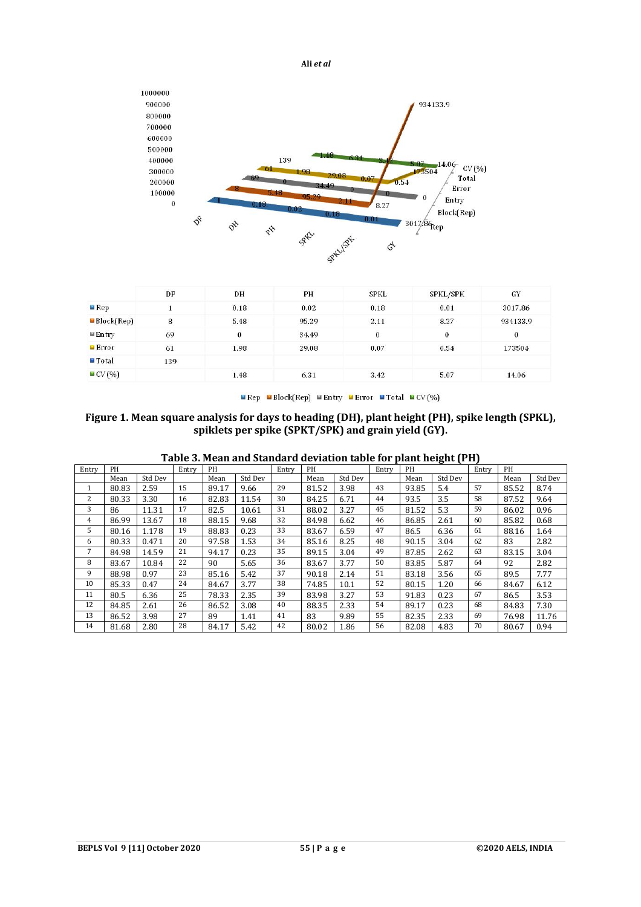| | DF | DH | PH | SPKL | SPKL/SPK | GY |
|---|---|---|---|---|---|---|
| Rep | 1 | 0.18 | 0.02 | 0.18 | 0.01 | 3017.86 |
| Block(Rep) | 8 | 5.48 | 95.29 | 2.11 | 8.27 | 934133.9 |
| Entry | 69 | 0 | 34.49 | 0 | 0 | 0 |
| Error | 61 | 1.98 | 29.08 | 0.07 | 0.54 | 173504 |
| Total | 139 | | | | | |
| CV (%) | | 1.48 | 6.31 | 3.42 | 5.07 | 14.06 |

**Figure 1. Mean square analysis for days to heading (DH), plant height (PH), spike length (SPKL), spiklets per spike (SPKT/SPK) and grain yield (GY).**

**Table 3. Mean and Standard deviation table for plant height (PH)**

| Entry | PH | | Entry | PH | | Entry | PH | | Entry | PH | | Entry | PH | |
|---|---|---|---|---|---|---|---|---|---|---|---|---|---|---|
| | Mean | Std Dev | | Mean | Std Dev | | Mean | Std Dev | | Mean | Std Dev | | Mean | Std Dev |
| 1 | 80.83 | 2.59 | 15 | 89.17 | 9.66 | 29 | 81.52 | 3.98 | 43 | 93.85 | 5.4 | 57 | 85.52 | 8.74 |
| 2 | 80.33 | 3.30 | 16 | 82.83 | 11.54 | 30 | 84.25 | 6.71 | 44 | 93.5 | 3.5 | 58 | 87.52 | 9.64 |
| 3 | 86 | 11.31 | 17 | 82.5 | 10.61 | 31 | 88.02 | 3.27 | 45 | 81.52 | 5.3 | 59 | 86.02 | 0.96 |
| 4 | 86.99 | 13.67 | 18 | 88.15 | 9.68 | 32 | 84.98 | 6.62 | 46 | 86.85 | 2.61 | 60 | 85.82 | 0.68 |
| 5 | 80.16 | 1.178 | 19 | 88.83 | 0.23 | 33 | 83.67 | 6.59 | 47 | 86.5 | 6.36 | 61 | 88.16 | 1.64 |
| 6 | 80.33 | 0.471 | 20 | 97.58 | 1.53 | 34 | 85.16 | 8.25 | 48 | 90.15 | 3.04 | 62 | 83 | 2.82 |
| 7 | 84.98 | 14.59 | 21 | 94.17 | 0.23 | 35 | 89.15 | 3.04 | 49 | 87.85 | 2.62 | 63 | 83.15 | 3.04 |
| 8 | 83.67 | 10.84 | 22 | 90 | 5.65 | 36 | 83.67 | 3.77 | 50 | 83.85 | 5.87 | 64 | 92 | 2.82 |
| 9 | 88.98 | 0.97 | 23 | 85.16 | 5.42 | 37 | 90.18 | 2.14 | 51 | 83.18 | 3.56 | 65 | 89.5 | 7.77 |
| 10 | 85.33 | 0.47 | 24 | 84.67 | 3.77 | 38 | 74.85 | 10.1 | 52 | 80.15 | 1.20 | 66 | 84.67 | 6.12 |
| 11 | 80.5 | 6.36 | 25 | 78.33 | 2.35 | 39 | 83.98 | 3.27 | 53 | 91.83 | 0.23 | 67 | 86.5 | 3.53 |
| 12 | 84.85 | 2.61 | 26 | 86.52 | 3.08 | 40 | 88.35 | 2.33 | 54 | 89.17 | 0.23 | 68 | 84.83 | 7.30 |
| 13 | 86.52 | 3.98 | 27 | 89 | 1.41 | 41 | 83 | 9.89 | 55 | 82.35 | 2.33 | 69 | 76.98 | 11.76 |
| 14 | 81.68 | 2.80 | 28 | 84.17 | 5.42 | 42 | 80.02 | 1.86 | 56 | 82.08 | 4.83 | 70 | 80.67 | 0.94 |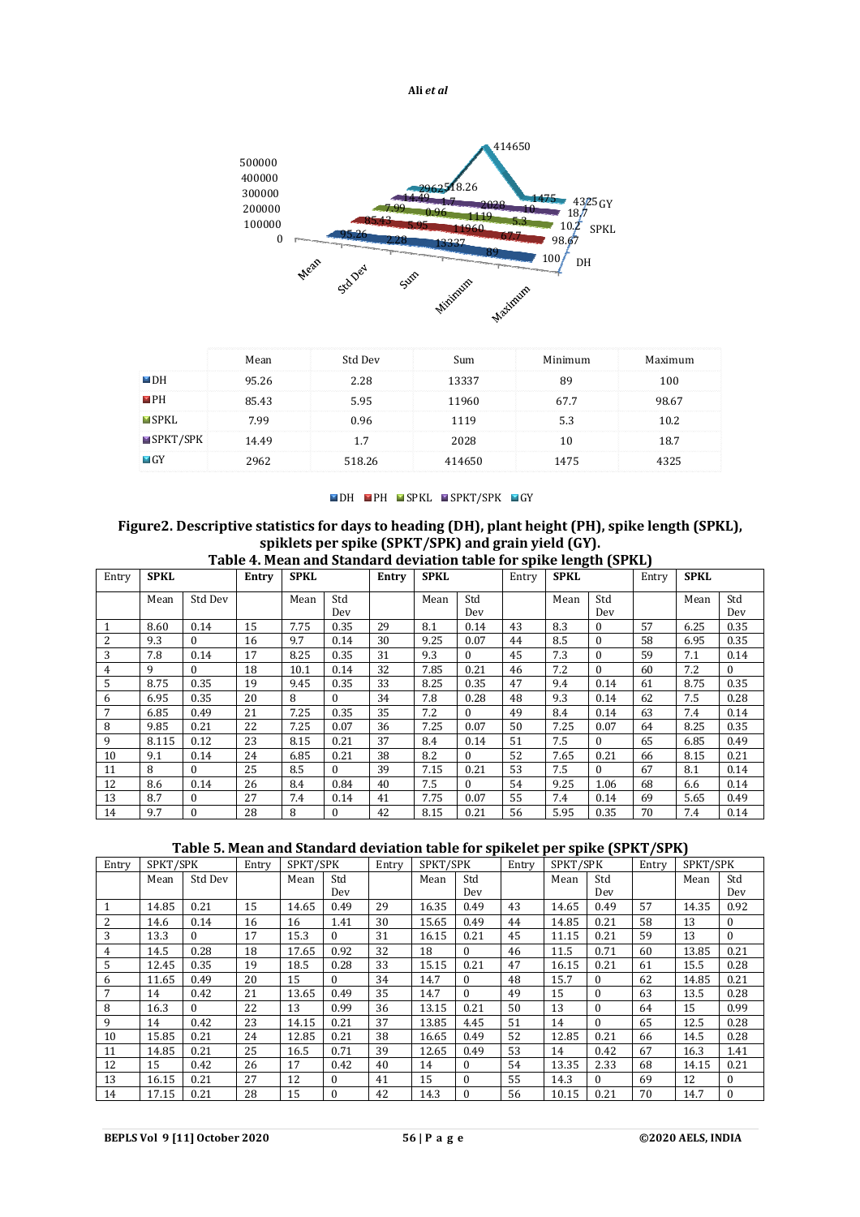| | Mean | Std Dev | Sum | Minimum | Maximum |
|---|---|---|---|---|---|
| DH | 95.26 | 2.28 | 13337 | 89 | 100 |
| PH | 85.43 | 5.95 | 11960 | 67.7 | 98.67 |
| SPKL | 7.99 | 0.96 | 1119 | 5.3 | 10.2 |
| SPKT/SPK | 14.49 | 1.7 | 2028 | 10 | 18.7 |
| GY | 2962 | 518.26 | 414650 | 1475 | 4325 |

**Figure2. Descriptive statistics for days to heading (DH), plant height (PH), spike length (SPKL), spiklets per spike (SPKT/SPK) and grain yield (GY).**

**Table 4. Mean and Standard deviation table for spike length (SPKL)**

| Entry | SPKL | | Entry | SPKL | | Entry | SPKL | | Entry | SPKL | | Entry | SPKL | |
|---|---|---|---|---|---|---|---|---|---|---|---|---|---|---|
| | Mean | Std Dev | | Mean | Std Dev | | Mean | Std Dev | | Mean | Std Dev | | Mean | Std Dev |
| 1 | 8.60 | 0.14 | 15 | 7.75 | 0.35 | 29 | 8.1 | 0.14 | 43 | 8.3 | 0 | 57 | 6.25 | 0.35 |
| 2 | 9.3 | 0 | 16 | 9.7 | 0.14 | 30 | 9.25 | 0.07 | 44 | 8.5 | 0 | 58 | 6.95 | 0.35 |
| 3 | 7.8 | 0.14 | 17 | 8.25 | 0.35 | 31 | 9.3 | 0 | 45 | 7.3 | 0 | 59 | 7.1 | 0.14 |
| 4 | 9 | 0 | 18 | 10.1 | 0.14 | 32 | 7.85 | 0.21 | 46 | 7.2 | 0 | 60 | 7.2 | 0 |
| 5 | 8.75 | 0.35 | 19 | 9.45 | 0.35 | 33 | 8.25 | 0.35 | 47 | 9.4 | 0.14 | 61 | 8.75 | 0.35 |
| 6 | 6.95 | 0.35 | 20 | 8 | 0 | 34 | 7.8 | 0.28 | 48 | 9.3 | 0.14 | 62 | 7.5 | 0.28 |
| 7 | 6.85 | 0.49 | 21 | 7.25 | 0.35 | 35 | 7.2 | 0 | 49 | 8.4 | 0.14 | 63 | 7.4 | 0.14 |
| 8 | 9.85 | 0.21 | 22 | 7.25 | 0.07 | 36 | 7.25 | 0.07 | 50 | 7.25 | 0.07 | 64 | 8.25 | 0.35 |
| 9 | 8.115 | 0.12 | 23 | 8.15 | 0.21 | 37 | 8.4 | 0.14 | 51 | 7.5 | 0 | 65 | 6.85 | 0.49 |
| 10 | 9.1 | 0.14 | 24 | 6.85 | 0.21 | 38 | 8.2 | 0 | 52 | 7.65 | 0.21 | 66 | 8.15 | 0.21 |
| 11 | 8 | 0 | 25 | 8.5 | 0 | 39 | 7.15 | 0.21 | 53 | 7.5 | 0 | 67 | 8.1 | 0.14 |
| 12 | 8.6 | 0.14 | 26 | 8.4 | 0.84 | 40 | 7.5 | 0 | 54 | 9.25 | 1.06 | 68 | 6.6 | 0.14 |
| 13 | 8.7 | 0 | 27 | 7.4 | 0.14 | 41 | 7.75 | 0.07 | 55 | 7.4 | 0.14 | 69 | 5.65 | 0.49 |
| 14 | 9.7 | 0 | 28 | 8 | 0 | 42 | 8.15 | 0.21 | 56 | 5.95 | 0.35 | 70 | 7.4 | 0.14 |

**Table 5. Mean and Standard deviation table for spikelet per spike (SPKT/SPK)**

| Entry | SPKT/SPK | | Entry | SPKT/SPK | | Entry | SPKT/SPK | | Entry | SPKT/SPK | | Entry | SPKT/SPK | |
|---|---|---|---|---|---|---|---|---|---|---|---|---|---|---|
| | Mean | Std Dev | | Mean | Std Dev | | Mean | Std Dev | | Mean | Std Dev | | Mean | Std Dev |
| 1 | 14.85 | 0.21 | 15 | 14.65 | 0.49 | 29 | 16.35 | 0.49 | 43 | 14.65 | 0.49 | 57 | 14.35 | 0.92 |
| 2 | 14.6 | 0.14 | 16 | 16 | 1.41 | 30 | 15.65 | 0.49 | 44 | 14.85 | 0.21 | 58 | 13 | 0 |
| 3 | 13.3 | 0 | 17 | 15.3 | 0 | 31 | 16.15 | 0.21 | 45 | 11.15 | 0.21 | 59 | 13 | 0 |
| 4 | 14.5 | 0.28 | 18 | 17.65 | 0.92 | 32 | 18 | 0 | 46 | 11.5 | 0.71 | 60 | 13.85 | 0.21 |
| 5 | 12.45 | 0.35 | 19 | 18.5 | 0.28 | 33 | 15.15 | 0.21 | 47 | 16.15 | 0.21 | 61 | 15.5 | 0.28 |
| 6 | 11.65 | 0.49 | 20 | 15 | 0 | 34 | 14.7 | 0 | 48 | 15.7 | 0 | 62 | 14.85 | 0.21 |
| 7 | 14 | 0.42 | 21 | 13.65 | 0.49 | 35 | 14.7 | 0 | 49 | 15 | 0 | 63 | 13.5 | 0.28 |
| 8 | 16.3 | 0 | 22 | 13 | 0.99 | 36 | 13.15 | 0.21 | 50 | 13 | 0 | 64 | 15 | 0.99 |
| 9 | 14 | 0.42 | 23 | 14.15 | 0.21 | 37 | 13.85 | 4.45 | 51 | 14 | 0 | 65 | 12.5 | 0.28 |
| 10 | 15.85 | 0.21 | 24 | 12.85 | 0.21 | 38 | 16.65 | 0.49 | 52 | 12.85 | 0.21 | 66 | 14.5 | 0.28 |
| 11 | 14.85 | 0.21 | 25 | 16.5 | 0.71 | 39 | 12.65 | 0.49 | 53 | 14 | 0.42 | 67 | 16.3 | 1.41 |
| 12 | 15 | 0.42 | 26 | 17 | 0.42 | 40 | 14 | 0 | 54 | 13.35 | 2.33 | 68 | 14.15 | 0.21 |
| 13 | 16.15 | 0.21 | 27 | 12 | 0 | 41 | 15 | 0 | 55 | 14.3 | 0 | 69 | 12 | 0 |
| 14 | 17.15 | 0.21 | 28 | 15 | 0 | 42 | 14.3 | 0 | 56 | 10.15 | 0.21 | 70 | 14.7 | 0 |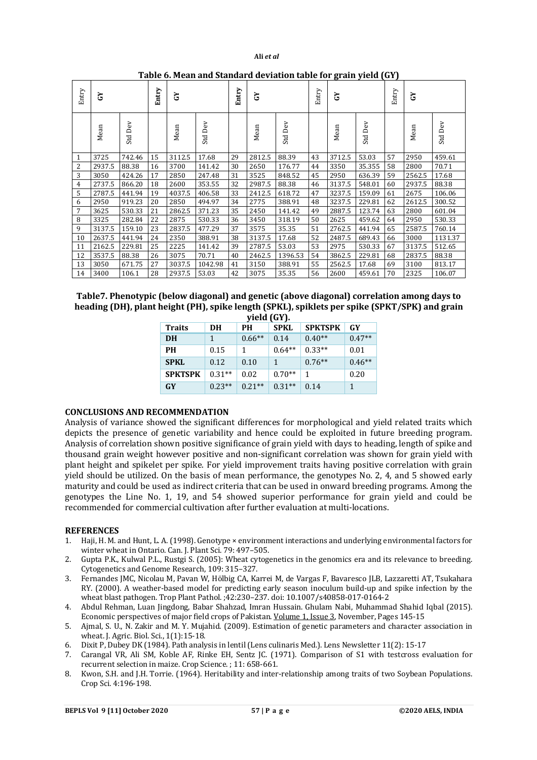**Table 6. Mean and Standard deviation table for grain yield (GY)**

| Entry | GY | | Entry | GY | | Entry | GY | | Entry | GY | | Entry | GY | |
|---|---|---|---|---|---|---|---|---|---|---|---|---|---|---|
| | Mean | Std Dev | | Mean | Std Dev | | Mean | Std Dev | | Mean | Std Dev | | Mean | Std Dev |
| 1 | 3725 | 742.46 | 15 | 3112.5 | 17.68 | 29 | 2812.5 | 88.39 | 43 | 3712.5 | 53.03 | 57 | 2950 | 459.61 |
| 2 | 2937.5 | 88.38 | 16 | 3700 | 141.42 | 30 | 2650 | 176.77 | 44 | 3350 | 35.355 | 58 | 2800 | 70.71 |
| 3 | 3050 | 424.26 | 17 | 2850 | 247.48 | 31 | 3525 | 848.52 | 45 | 2950 | 636.39 | 59 | 2562.5 | 17.68 |
| 4 | 2737.5 | 866.20 | 18 | 2600 | 353.55 | 32 | 2987.5 | 88.38 | 46 | 3137.5 | 548.01 | 60 | 2937.5 | 88.38 |
| 5 | 2787.5 | 441.94 | 19 | 4037.5 | 406.58 | 33 | 2412.5 | 618.72 | 47 | 3237.5 | 159.09 | 61 | 2675 | 106.06 |
| 6 | 2950 | 919.23 | 20 | 2850 | 494.97 | 34 | 2775 | 388.91 | 48 | 3237.5 | 229.81 | 62 | 2612.5 | 300.52 |
| 7 | 3625 | 530.33 | 21 | 2862.5 | 371.23 | 35 | 2450 | 141.42 | 49 | 2887.5 | 123.74 | 63 | 2800 | 601.04 |
| 8 | 3325 | 282.84 | 22 | 2875 | 530.33 | 36 | 3450 | 318.19 | 50 | 2625 | 459.62 | 64 | 2950 | 530.33 |
| 9 | 3137.5 | 159.10 | 23 | 2837.5 | 477.29 | 37 | 3575 | 35.35 | 51 | 2762.5 | 441.94 | 65 | 2587.5 | 760.14 |
| 10 | 2637.5 | 441.94 | 24 | 2350 | 388.91 | 38 | 3137.5 | 17.68 | 52 | 2487.5 | 689.43 | 66 | 3000 | 1131.37 |
| 11 | 2162.5 | 229.81 | 25 | 2225 | 141.42 | 39 | 2787.5 | 53.03 | 53 | 2975 | 530.33 | 67 | 3137.5 | 512.65 |
| 12 | 3537.5 | 88.38 | 26 | 3075 | 70.71 | 40 | 2462.5 | 1396.53 | 54 | 3862.5 | 229.81 | 68 | 2837.5 | 88.38 |
| 13 | 3050 | 671.75 | 27 | 3037.5 | 1042.98 | 41 | 3150 | 388.91 | 55 | 2562.5 | 17.68 | 69 | 3100 | 813.17 |
| 14 | 3400 | 106.1 | 28 | 2937.5 | 53.03 | 42 | 3075 | 35.35 | 56 | 2600 | 459.61 | 70 | 2325 | 106.07 |

**Table7. Phenotypic (below diagonal) and genetic (above diagonal) correlation among days to heading (DH), plant height (PH), spike length (SPKL), spiklets per spike (SPKT/SPK) and grain yield (GY).**

| Traits | DH | PH | SPKL | SPKTSPK | GY |
|---|---|---|---|---|---|
| **DH** | 1 | 0.66** | 0.14 | 0.40** | 0.47** |
| **PH** | 0.15 | 1 | 0.64** | 0.33** | 0.01 |
| **SPKL** | 0.12 | 0.10 | 1 | 0.76** | 0.46** |
| **SPKTSPK** | 0.31** | 0.02 | 0.70** | 1 | 0.20 |
| **GY** | 0.23** | 0.21** | 0.31** | 0.14 | 1 |

## CONCLUSIONS AND RECOMMENDATION

Analysis of variance showed the significant differences for morphological and yield related traits which depicts the presence of genetic variability and hence could be exploited in future breeding program. Analysis of correlation shown positive significance of grain yield with days to heading, length of spike and thousand grain weight however positive and non-significant correlation was shown for grain yield with plant height and spikelet per spike. For yield improvement traits having positive correlation with grain yield should be utilized. On the basis of mean performance, the genotypes No. 2, 4, and 5 showed early maturity and could be used as indirect criteria that can be used in onward breeding programs. Among the genotypes the Line No. 1, 19, and 54 showed superior performance for grain yield and could be recommended for commercial cultivation after further evaluation at multi-locations.

## REFERENCES

1. Haji, H. M. and Hunt, L. A. (1998). Genotype × environment interactions and underlying environmental factors for winter wheat in Ontario. Can. J. Plant Sci. 79: 497–505.
2. Gupta P.K., Kulwal P.L., Rustgi S. (2005): Wheat cytogenetics in the genomics era and its relevance to breeding. Cytogenetics and Genome Research, 109: 315–327.
3. Fernandes JMC, Nicolau M, Pavan W, Hölbig CA, Karrei M, de Vargas F, Bavaresco JLB, Lazzaretti AT, Tsukahara RY. (2000). A weather-based model for predicting early season inoculum build-up and spike infection by the wheat blast pathogen. Trop Plant Pathol. ;42:230–237. doi: 10.1007/s40858-017-0164-2
4. Abdul Rehman, Luan Jingdong, Babar Shahzad, Imran Hussain. Ghulam Nabi, Muhammad Shahid Iqbal (2015). Economic perspectives of major field crops of Pakistan. Volume 1, Issue 3, November, Pages 145-15
5. Ajmal, S. U., N. Zakir and M. Y. Mujahid. (2009). Estimation of genetic parameters and character association in wheat. J. Agric. Biol. Sci., 1(1):15-18.
6. Dixit P, Dubey DK (1984). Path analysis in lentil (Lens culinaris Med.). Lens Newsletter 11(2): 15-17
7. Carangal VR, Ali SM, Koble AF, Rinke EH, Sentz JC. (1971). Comparison of S1 with testcross evaluation for recurrent selection in maize. Crop Science. ; 11: 658-661.
8. Kwon, S.H. and J.H. Torrie. (1964). Heritability and inter-relationship among traits of two Soybean Populations. Crop Sci. 4:196-198.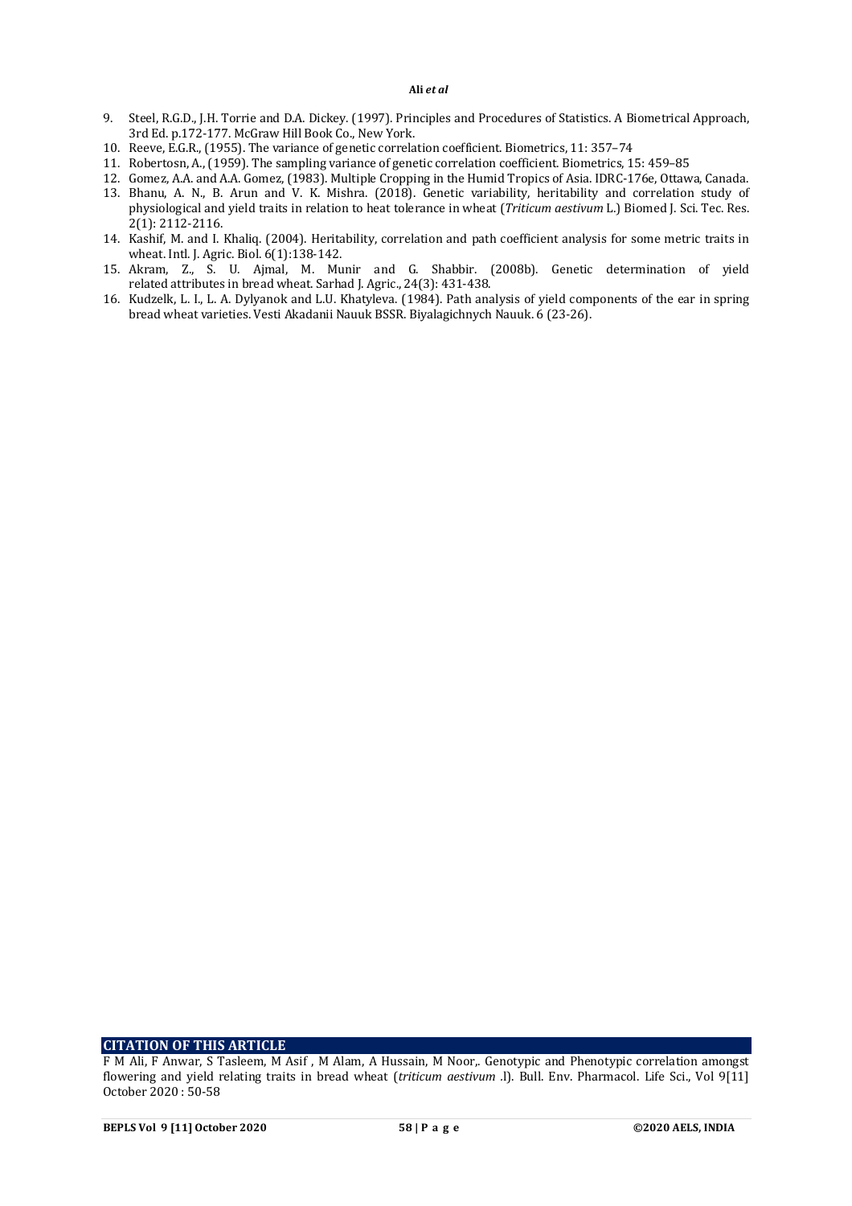9. Steel, R.G.D., J.H. Torrie and D.A. Dickey. (1997). Principles and Procedures of Statistics. A Biometrical Approach, 3rd Ed. p.172-177. McGraw Hill Book Co., New York.
10. Reeve, E.G.R., (1955). The variance of genetic correlation coefficient. Biometrics, 11: 357–74
11. Robertosn, A., (1959). The sampling variance of genetic correlation coefficient. Biometrics, 15: 459–85
12. Gomez, A.A. and A.A. Gomez, (1983). Multiple Cropping in the Humid Tropics of Asia. IDRC-176e, Ottawa, Canada.
13. Bhanu, A. N., B. Arun and V. K. Mishra. (2018). Genetic variability, heritability and correlation study of physiological and yield traits in relation to heat tolerance in wheat (*Triticum aestivum* L.) Biomed J. Sci. Tec. Res. 2(1): 2112-2116.
14. Kashif, M. and I. Khaliq. (2004). Heritability, correlation and path coefficient analysis for some metric traits in wheat. Intl. J. Agric. Biol. 6(1):138-142.
15. Akram, Z., S. U. Ajmal, M. Munir and G. Shabbir. (2008b). Genetic determination of yield related attributes in bread wheat. Sarhad J. Agric., 24(3): 431-438.
16. Kudzelk, L. I., L. A. Dylyanok and L.U. Khatyleva. (1984). Path analysis of yield components of the ear in spring bread wheat varieties. Vesti Akadanii Nauuk BSSR. Biyalagichnych Nauuk. 6 (23-26).

**CITATION OF THIS ARTICLE**

F M Ali, F Anwar, S Tasleem, M Asif , M Alam, A Hussain, M Noor,. Genotypic and Phenotypic correlation amongst flowering and yield relating traits in bread wheat (*triticum aestivum* .l). Bull. Env. Pharmacol. Life Sci., Vol 9[11] October 2020 : 50-58